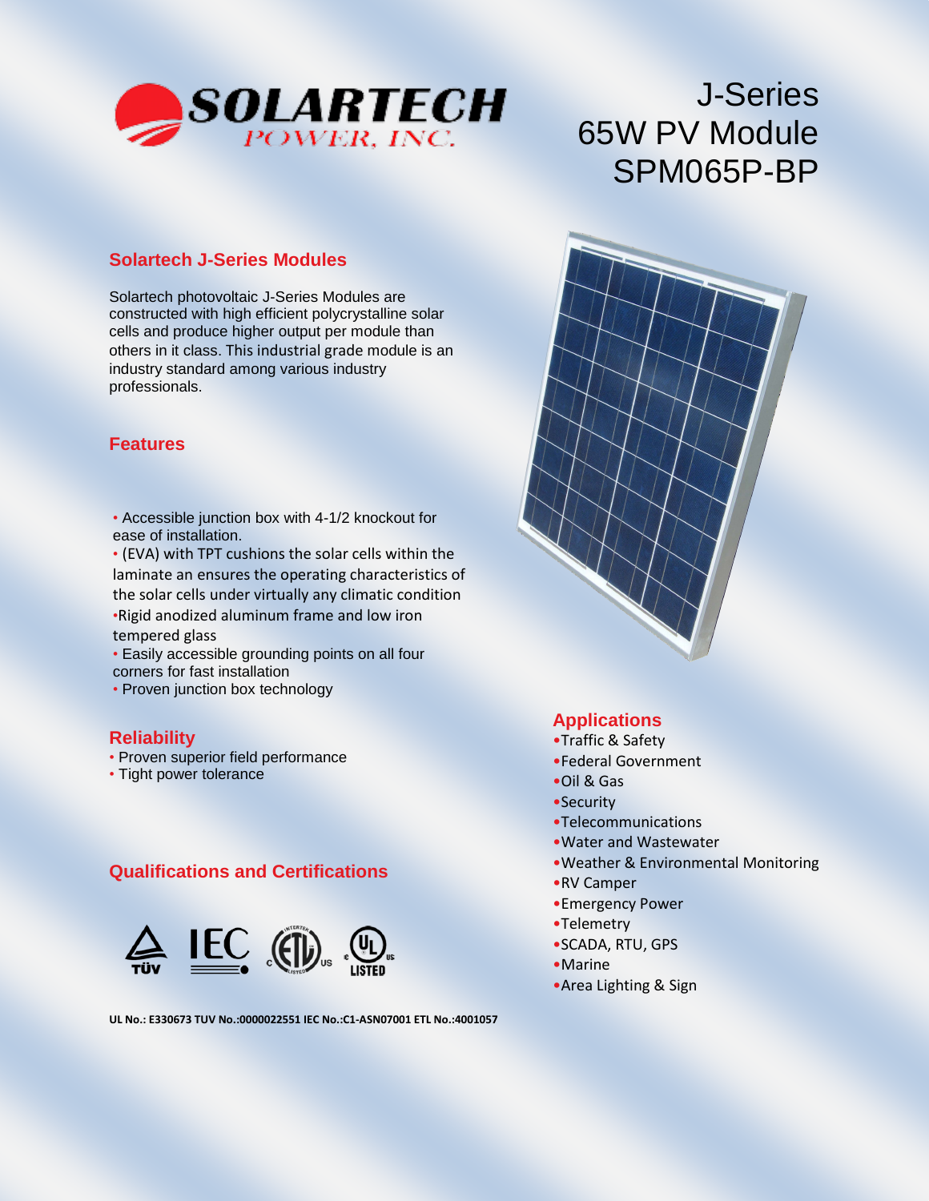# J-Series
# 65W PV Module
# SPM065P-BP

## Solartech J-Series Modules

Solartech photovoltaic J-Series Modules are constructed with high efficient polycrystalline solar cells and produce higher output per module than others in it class. This industrial grade module is an industry standard among various industry professionals.

## Features

- Accessible junction box with 4-1/2 knockout for ease of installation.
- (EVA) with TPT cushions the solar cells within the laminate an ensures the operating characteristics of the solar cells under virtually any climatic condition
- Rigid anodized aluminum frame and low iron tempered glass
- Easily accessible grounding points on all four corners for fast installation
- Proven junction box technology

## Reliability

- Proven superior field performance
- Tight power tolerance

## Qualifications and Certifications

**UL No.: E330673 TUV No.:0000022551 IEC No.:C1-ASN07001 ETL No.:4001057**

## Applications

- Traffic & Safety
- Federal Government
- Oil & Gas
- Security
- Telecommunications
- Water and Wastewater
- Weather & Environmental Monitoring
- RV Camper
- Emergency Power
- Telemetry
- SCADA, RTU, GPS
- Marine
- Area Lighting & Sign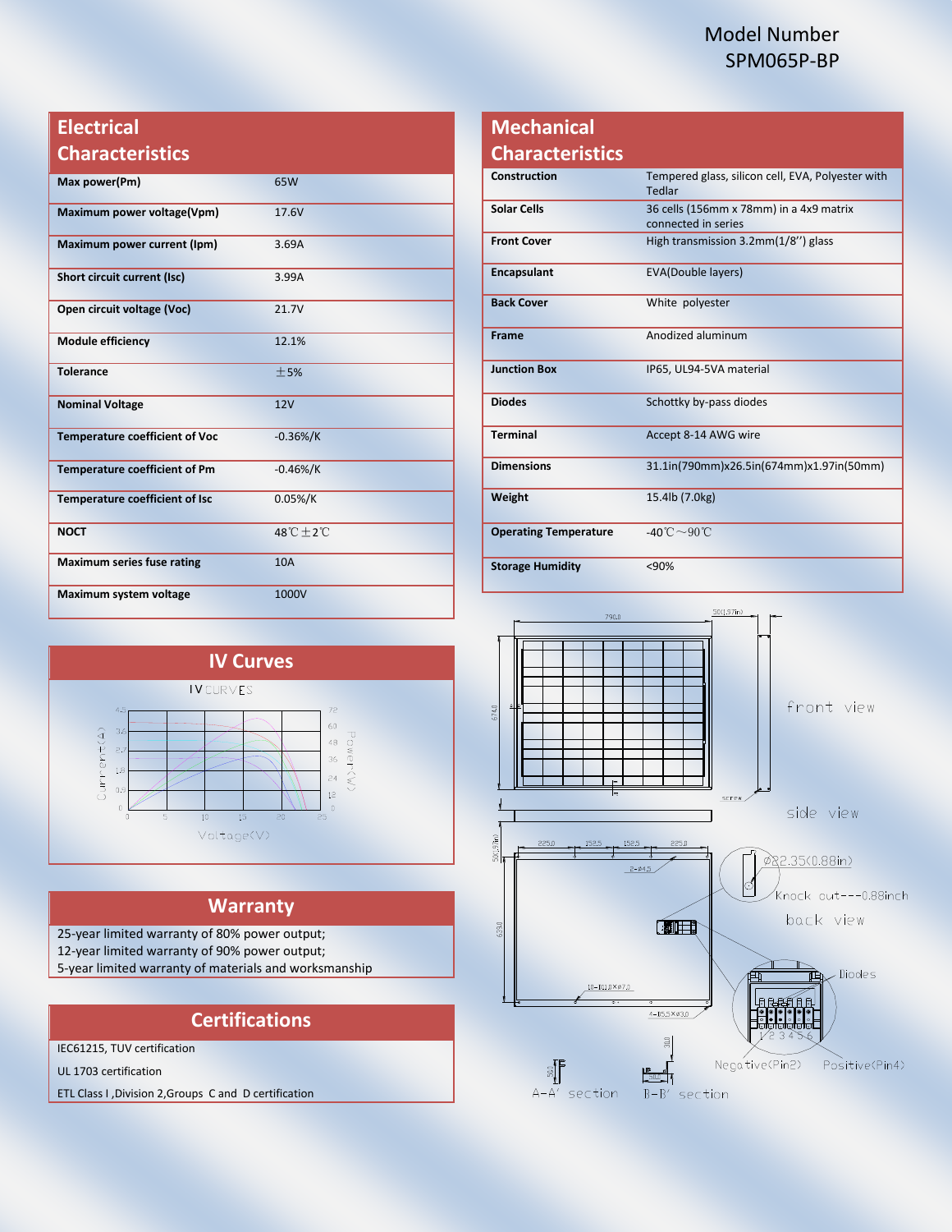Model Number
SPM065P-BP

## Electrical Characteristics

| | |
|---|---|
| Max power(Pm) | 65W |
| Maximum power voltage(Vpm) | 17.6V |
| Maximum power current (Ipm) | 3.69A |
| Short circuit current (Isc) | 3.99A |
| Open circuit voltage (Voc) | 21.7V |
| Module efficiency | 12.1% |
| Tolerance | ±5% |
| Nominal Voltage | 12V |
| Temperature coefficient of Voc | -0.36%/K |
| Temperature coefficient of Pm | -0.46%/K |
| Temperature coefficient of Isc | 0.05%/K |
| NOCT | 48℃±2℃ |
| Maximum series fuse rating | 10A |
| Maximum system voltage | 1000V |

## IV Curves

IV CURVES

Current(A)

Power(W)

Voltage(V)

0 0.9 1.8 2.7 3.6 4.5

0 12 24 36 48 60 72

0 5 10 15 20 25

## Warranty

25-year limited warranty of 80% power output;
12-year limited warranty of 90% power output;
5-year limited warranty of materials and worksmanship

## Certifications

IEC61215, TUV certification

UL 1703 certification

ETL Class I ,Division 2,Groups C and D certification

## Mechanical Characteristics

| | |
|---|---|
| Construction | Tempered glass, silicon cell, EVA, Polyester with Tedlar |
| Solar Cells | 36 cells (156mm x 78mm) in a 4x9 matrix connected in series |
| Front Cover | High transmission 3.2mm(1/8'') glass |
| Encapsulant | EVA(Double layers) |
| Back Cover | White polyester |
| Frame | Anodized aluminum |
| Junction Box | IP65, UL94-5VA material |
| Diodes | Schottky by-pass diodes |
| Terminal | Accept 8-14 AWG wire |
| Dimensions | 31.1in(790mm)x26.5in(674mm)x1.97in(50mm) |
| Weight | 15.4lb (7.0kg) |
| Operating Temperature | -40℃～90℃ |
| Storage Humidity | <90% |

790.0

50(1.97in)

674.0

front view

screw

side view

225.0 152.5 152.5 225.0

2-Φ4.5

Φ22.35(0.88in)

Knock out---0.88inch

back view

630.0

Diodes

10-Φ11.0×Φ7.0

4-Φ5.5×Φ3.0

1 2 3 4 5 6

Negative(Pin2) Positive(Pin4)

A-A' section

B-B' section